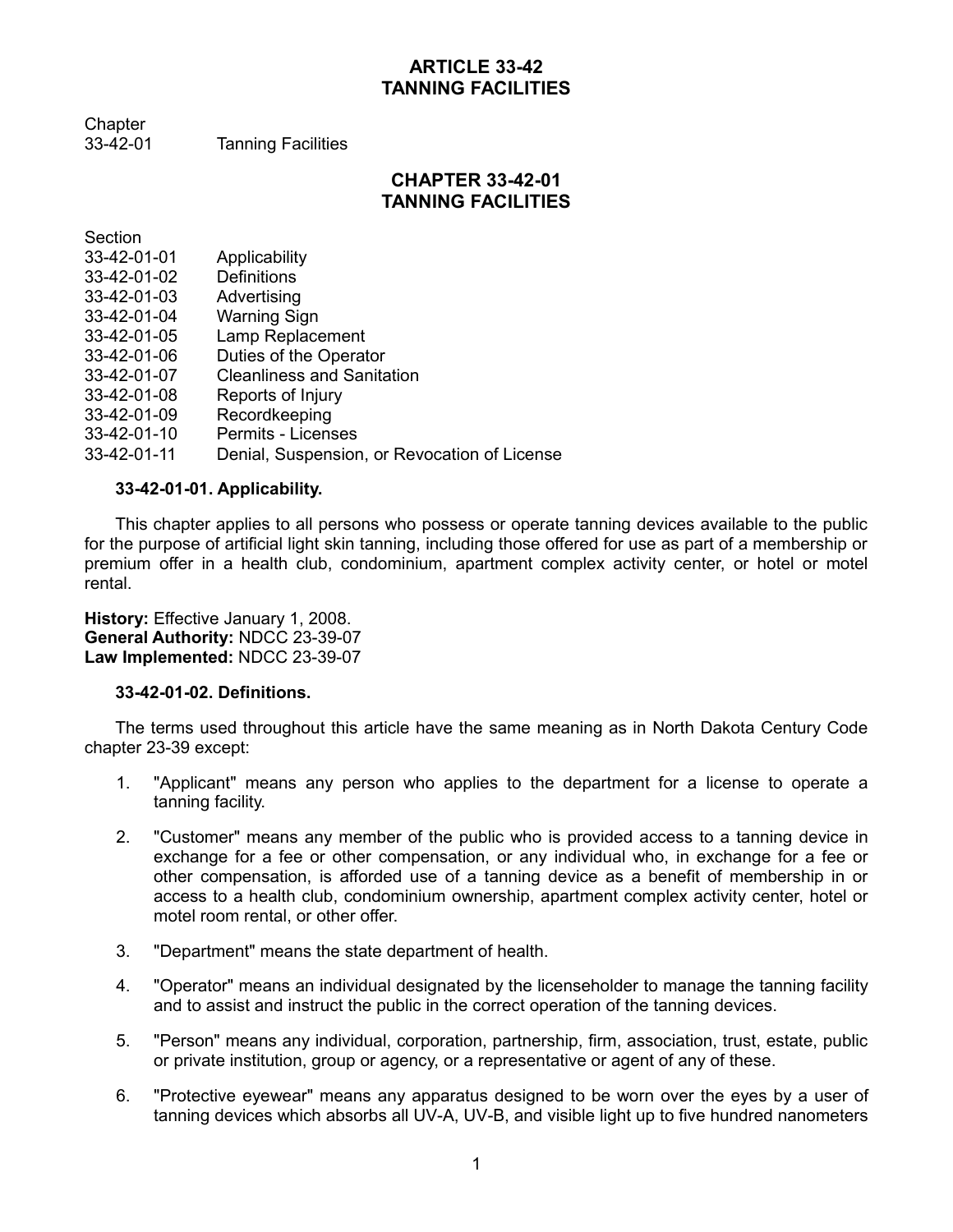# ARTICLE 33-42
# TANNING FACILITIES

Chapter
33-42-01 Tanning Facilities

## CHAPTER 33-42-01
## TANNING FACILITIES

Section
33-42-01-01 Applicability
33-42-01-02 Definitions
33-42-01-03 Advertising
33-42-01-04 Warning Sign
33-42-01-05 Lamp Replacement
33-42-01-06 Duties of the Operator
33-42-01-07 Cleanliness and Sanitation
33-42-01-08 Reports of Injury
33-42-01-09 Recordkeeping
33-42-01-10 Permits - Licenses
33-42-01-11 Denial, Suspension, or Revocation of License

### 33-42-01-01. Applicability.

This chapter applies to all persons who possess or operate tanning devices available to the public for the purpose of artificial light skin tanning, including those offered for use as part of a membership or premium offer in a health club, condominium, apartment complex activity center, or hotel or motel rental.

**History:** Effective January 1, 2008.
**General Authority:** NDCC 23-39-07
**Law Implemented:** NDCC 23-39-07

### 33-42-01-02. Definitions.

The terms used throughout this article have the same meaning as in North Dakota Century Code chapter 23-39 except:

1. "Applicant" means any person who applies to the department for a license to operate a tanning facility.
2. "Customer" means any member of the public who is provided access to a tanning device in exchange for a fee or other compensation, or any individual who, in exchange for a fee or other compensation, is afforded use of a tanning device as a benefit of membership in or access to a health club, condominium ownership, apartment complex activity center, hotel or motel room rental, or other offer.
3. "Department" means the state department of health.
4. "Operator" means an individual designated by the licenseholder to manage the tanning facility and to assist and instruct the public in the correct operation of the tanning devices.
5. "Person" means any individual, corporation, partnership, firm, association, trust, estate, public or private institution, group or agency, or a representative or agent of any of these.
6. "Protective eyewear" means any apparatus designed to be worn over the eyes by a user of tanning devices which absorbs all UV-A, UV-B, and visible light up to five hundred nanometers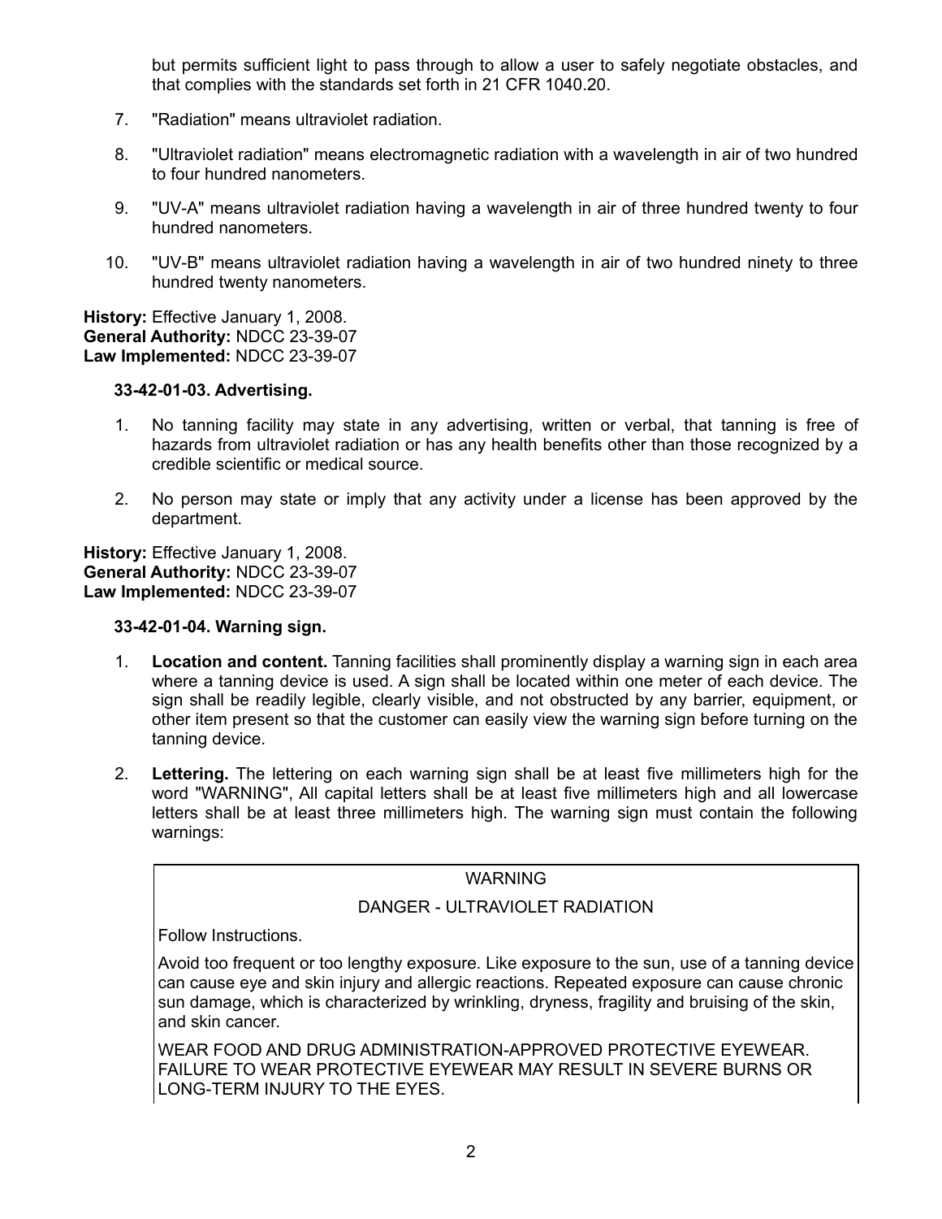but permits sufficient light to pass through to allow a user to safely negotiate obstacles, and that complies with the standards set forth in 21 CFR 1040.20.

7. "Radiation" means ultraviolet radiation.

8. "Ultraviolet radiation" means electromagnetic radiation with a wavelength in air of two hundred to four hundred nanometers.

9. "UV-A" means ultraviolet radiation having a wavelength in air of three hundred twenty to four hundred nanometers.

10. "UV-B" means ultraviolet radiation having a wavelength in air of two hundred ninety to three hundred twenty nanometers.

**History:** Effective January 1, 2008.
**General Authority:** NDCC 23-39-07
**Law Implemented:** NDCC 23-39-07

**33-42-01-03. Advertising.**

1. No tanning facility may state in any advertising, written or verbal, that tanning is free of hazards from ultraviolet radiation or has any health benefits other than those recognized by a credible scientific or medical source.

2. No person may state or imply that any activity under a license has been approved by the department.

**History:** Effective January 1, 2008.
**General Authority:** NDCC 23-39-07
**Law Implemented:** NDCC 23-39-07

**33-42-01-04. Warning sign.**

1. **Location and content.** Tanning facilities shall prominently display a warning sign in each area where a tanning device is used. A sign shall be located within one meter of each device. The sign shall be readily legible, clearly visible, and not obstructed by any barrier, equipment, or other item present so that the customer can easily view the warning sign before turning on the tanning device.

2. **Lettering.** The lettering on each warning sign shall be at least five millimeters high for the word "WARNING", All capital letters shall be at least five millimeters high and all lowercase letters shall be at least three millimeters high. The warning sign must contain the following warnings:

| WARNING<br>DANGER - ULTRAVIOLET RADIATION<br>Follow Instructions.<br>Avoid too frequent or too lengthy exposure. Like exposure to the sun, use of a tanning device can cause eye and skin injury and allergic reactions. Repeated exposure can cause chronic sun damage, which is characterized by wrinkling, dryness, fragility and bruising of the skin, and skin cancer.<br>WEAR FOOD AND DRUG ADMINISTRATION-APPROVED PROTECTIVE EYEWEAR. FAILURE TO WEAR PROTECTIVE EYEWEAR MAY RESULT IN SEVERE BURNS OR LONG-TERM INJURY TO THE EYES. |
|---|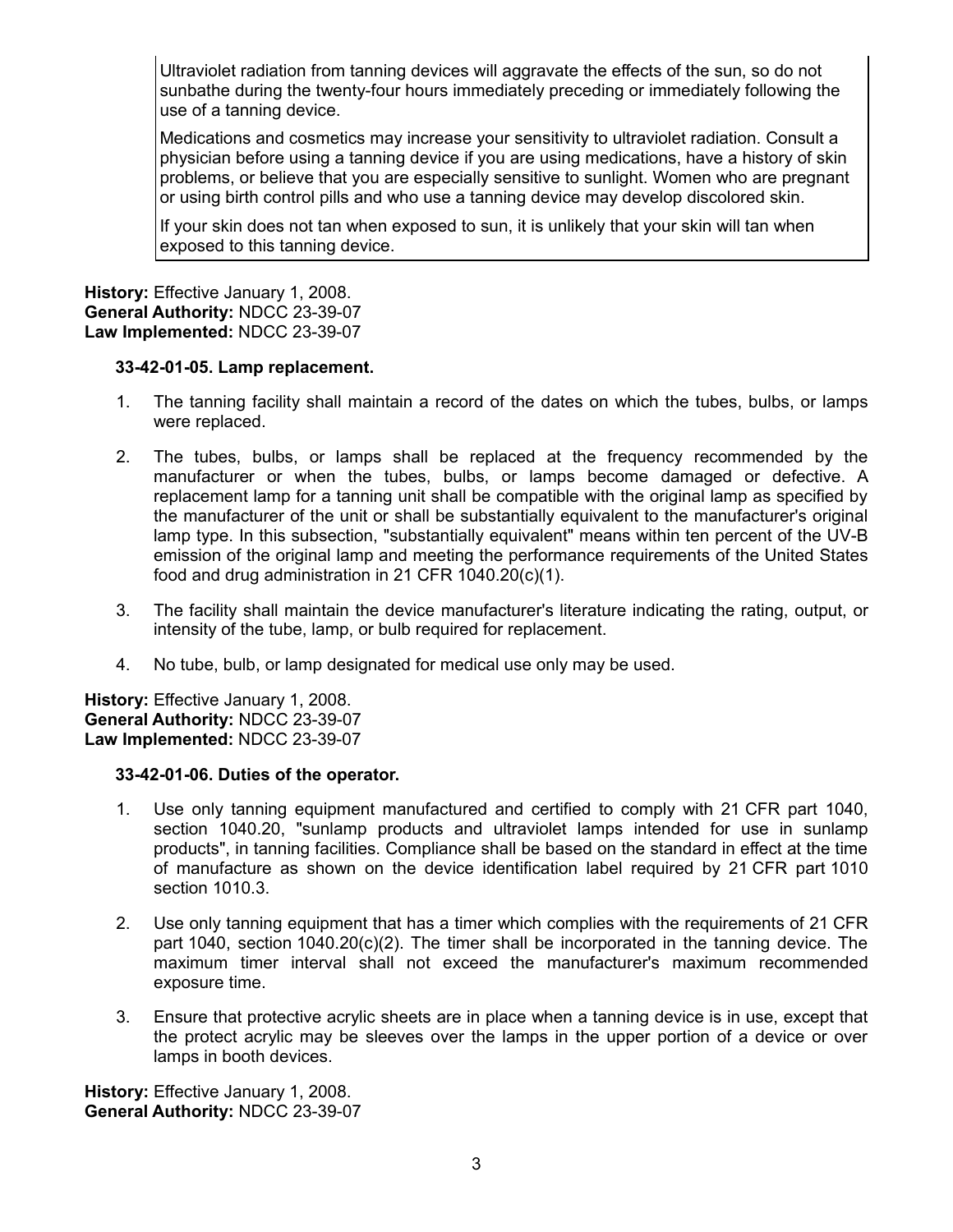> Ultraviolet radiation from tanning devices will aggravate the effects of the sun, so do not sunbathe during the twenty-four hours immediately preceding or immediately following the use of a tanning device.
>
> Medications and cosmetics may increase your sensitivity to ultraviolet radiation. Consult a physician before using a tanning device if you are using medications, have a history of skin problems, or believe that you are especially sensitive to sunlight. Women who are pregnant or using birth control pills and who use a tanning device may develop discolored skin.
>
> If your skin does not tan when exposed to sun, it is unlikely that your skin will tan when exposed to this tanning device.

**History:** Effective January 1, 2008.
**General Authority:** NDCC 23-39-07
**Law Implemented:** NDCC 23-39-07

**33-42-01-05. Lamp replacement.**

1. The tanning facility shall maintain a record of the dates on which the tubes, bulbs, or lamps were replaced.

2. The tubes, bulbs, or lamps shall be replaced at the frequency recommended by the manufacturer or when the tubes, bulbs, or lamps become damaged or defective. A replacement lamp for a tanning unit shall be compatible with the original lamp as specified by the manufacturer of the unit or shall be substantially equivalent to the manufacturer's original lamp type. In this subsection, "substantially equivalent" means within ten percent of the UV-B emission of the original lamp and meeting the performance requirements of the United States food and drug administration in 21 CFR 1040.20(c)(1).

3. The facility shall maintain the device manufacturer's literature indicating the rating, output, or intensity of the tube, lamp, or bulb required for replacement.

4. No tube, bulb, or lamp designated for medical use only may be used.

**History:** Effective January 1, 2008.
**General Authority:** NDCC 23-39-07
**Law Implemented:** NDCC 23-39-07

**33-42-01-06. Duties of the operator.**

1. Use only tanning equipment manufactured and certified to comply with 21 CFR part 1040, section 1040.20, "sunlamp products and ultraviolet lamps intended for use in sunlamp products", in tanning facilities. Compliance shall be based on the standard in effect at the time of manufacture as shown on the device identification label required by 21 CFR part 1010 section 1010.3.

2. Use only tanning equipment that has a timer which complies with the requirements of 21 CFR part 1040, section 1040.20(c)(2). The timer shall be incorporated in the tanning device. The maximum timer interval shall not exceed the manufacturer's maximum recommended exposure time.

3. Ensure that protective acrylic sheets are in place when a tanning device is in use, except that the protect acrylic may be sleeves over the lamps in the upper portion of a device or over lamps in booth devices.

**History:** Effective January 1, 2008.
**General Authority:** NDCC 23-39-07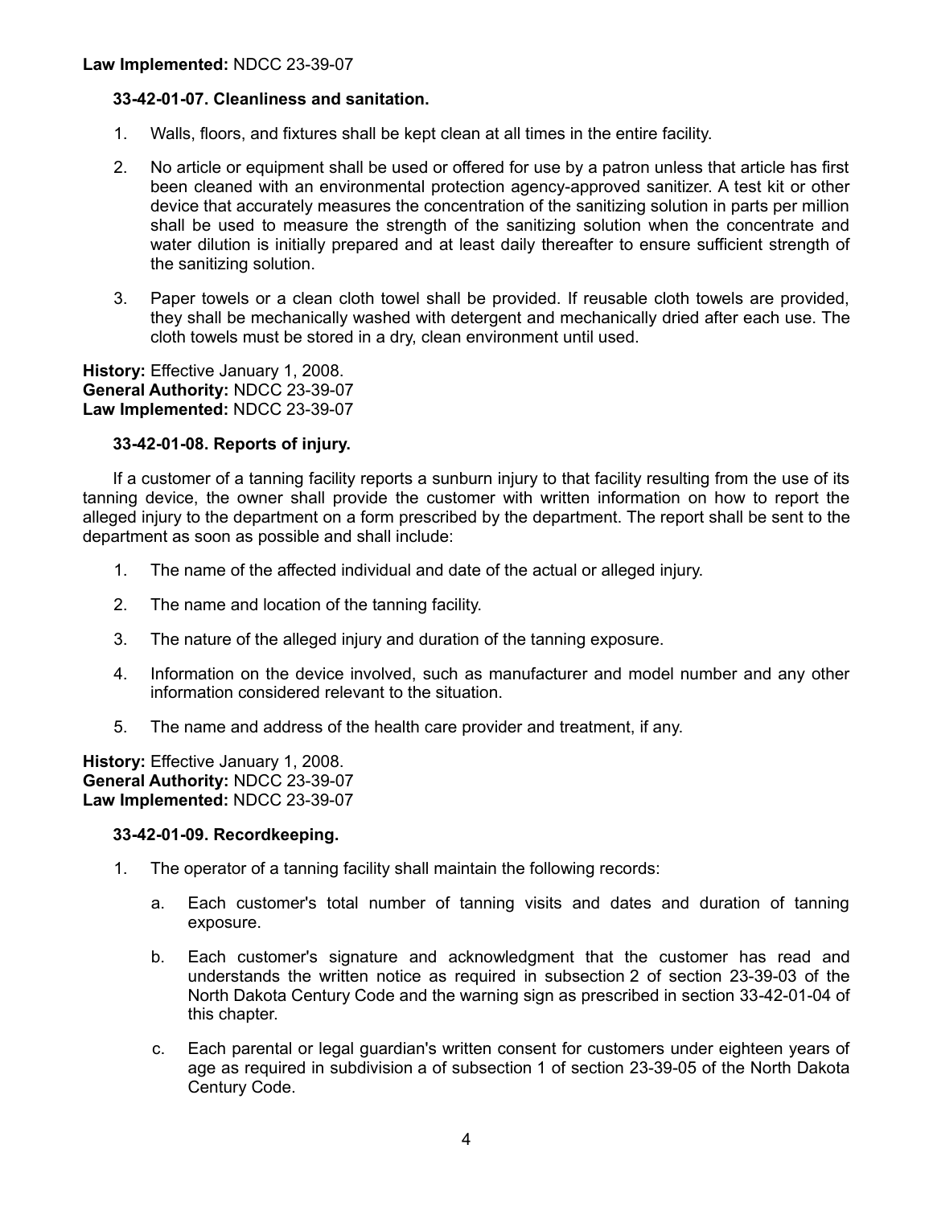**Law Implemented:** NDCC 23-39-07

**33-42-01-07. Cleanliness and sanitation.**

1. Walls, floors, and fixtures shall be kept clean at all times in the entire facility.

2. No article or equipment shall be used or offered for use by a patron unless that article has first been cleaned with an environmental protection agency-approved sanitizer. A test kit or other device that accurately measures the concentration of the sanitizing solution in parts per million shall be used to measure the strength of the sanitizing solution when the concentrate and water dilution is initially prepared and at least daily thereafter to ensure sufficient strength of the sanitizing solution.

3. Paper towels or a clean cloth towel shall be provided. If reusable cloth towels are provided, they shall be mechanically washed with detergent and mechanically dried after each use. The cloth towels must be stored in a dry, clean environment until used.

**History:** Effective January 1, 2008.
**General Authority:** NDCC 23-39-07
**Law Implemented:** NDCC 23-39-07

**33-42-01-08. Reports of injury.**

If a customer of a tanning facility reports a sunburn injury to that facility resulting from the use of its tanning device, the owner shall provide the customer with written information on how to report the alleged injury to the department on a form prescribed by the department. The report shall be sent to the department as soon as possible and shall include:

1. The name of the affected individual and date of the actual or alleged injury.

2. The name and location of the tanning facility.

3. The nature of the alleged injury and duration of the tanning exposure.

4. Information on the device involved, such as manufacturer and model number and any other information considered relevant to the situation.

5. The name and address of the health care provider and treatment, if any.

**History:** Effective January 1, 2008.
**General Authority:** NDCC 23-39-07
**Law Implemented:** NDCC 23-39-07

**33-42-01-09. Recordkeeping.**

1. The operator of a tanning facility shall maintain the following records:

   a. Each customer's total number of tanning visits and dates and duration of tanning exposure.

   b. Each customer's signature and acknowledgment that the customer has read and understands the written notice as required in subsection 2 of section 23-39-03 of the North Dakota Century Code and the warning sign as prescribed in section 33-42-01-04 of this chapter.

   c. Each parental or legal guardian's written consent for customers under eighteen years of age as required in subdivision a of subsection 1 of section 23-39-05 of the North Dakota Century Code.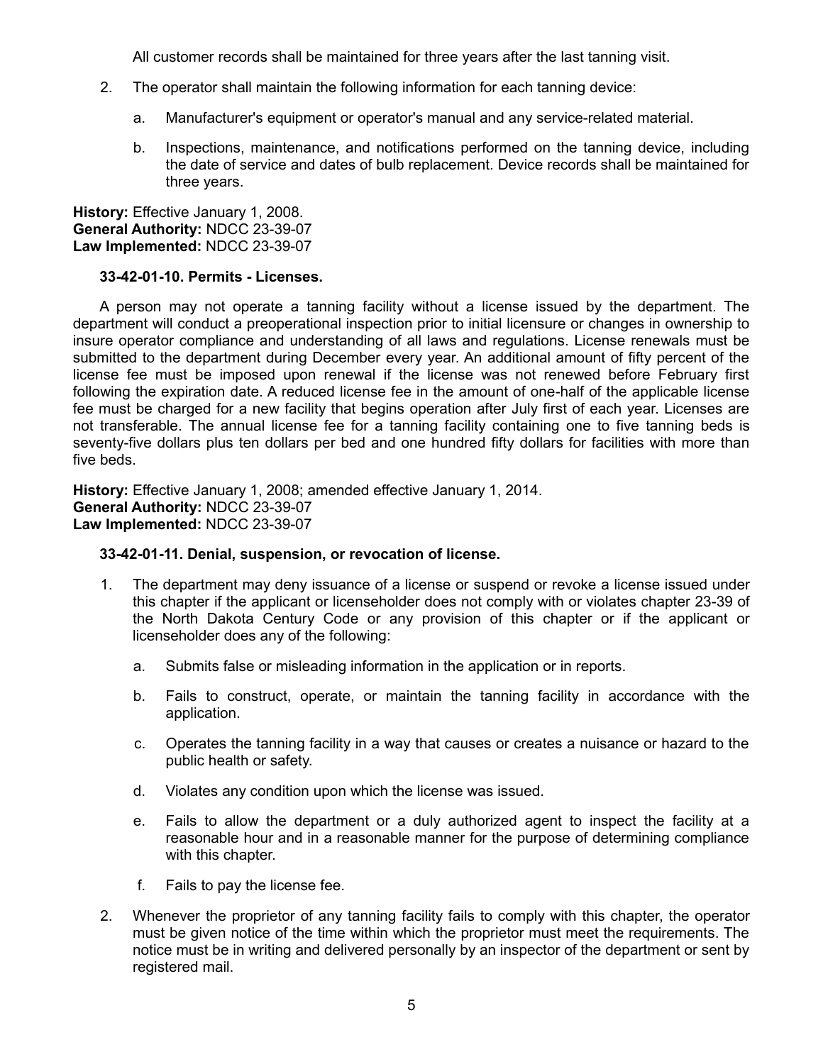All customer records shall be maintained for three years after the last tanning visit.

2. The operator shall maintain the following information for each tanning device:

   a. Manufacturer's equipment or operator's manual and any service-related material.

   b. Inspections, maintenance, and notifications performed on the tanning device, including the date of service and dates of bulb replacement. Device records shall be maintained for three years.

**History:** Effective January 1, 2008.
**General Authority:** NDCC 23-39-07
**Law Implemented:** NDCC 23-39-07

**33-42-01-10. Permits - Licenses.**

A person may not operate a tanning facility without a license issued by the department. The department will conduct a preoperational inspection prior to initial licensure or changes in ownership to insure operator compliance and understanding of all laws and regulations. License renewals must be submitted to the department during December every year. An additional amount of fifty percent of the license fee must be imposed upon renewal if the license was not renewed before February first following the expiration date. A reduced license fee in the amount of one-half of the applicable license fee must be charged for a new facility that begins operation after July first of each year. Licenses are not transferable. The annual license fee for a tanning facility containing one to five tanning beds is seventy-five dollars plus ten dollars per bed and one hundred fifty dollars for facilities with more than five beds.

**History:** Effective January 1, 2008; amended effective January 1, 2014.
**General Authority:** NDCC 23-39-07
**Law Implemented:** NDCC 23-39-07

**33-42-01-11. Denial, suspension, or revocation of license.**

1. The department may deny issuance of a license or suspend or revoke a license issued under this chapter if the applicant or licenseholder does not comply with or violates chapter 23-39 of the North Dakota Century Code or any provision of this chapter or if the applicant or licenseholder does any of the following:

   a. Submits false or misleading information in the application or in reports.

   b. Fails to construct, operate, or maintain the tanning facility in accordance with the application.

   c. Operates the tanning facility in a way that causes or creates a nuisance or hazard to the public health or safety.

   d. Violates any condition upon which the license was issued.

   e. Fails to allow the department or a duly authorized agent to inspect the facility at a reasonable hour and in a reasonable manner for the purpose of determining compliance with this chapter.

   f. Fails to pay the license fee.

2. Whenever the proprietor of any tanning facility fails to comply with this chapter, the operator must be given notice of the time within which the proprietor must meet the requirements. The notice must be in writing and delivered personally by an inspector of the department or sent by registered mail.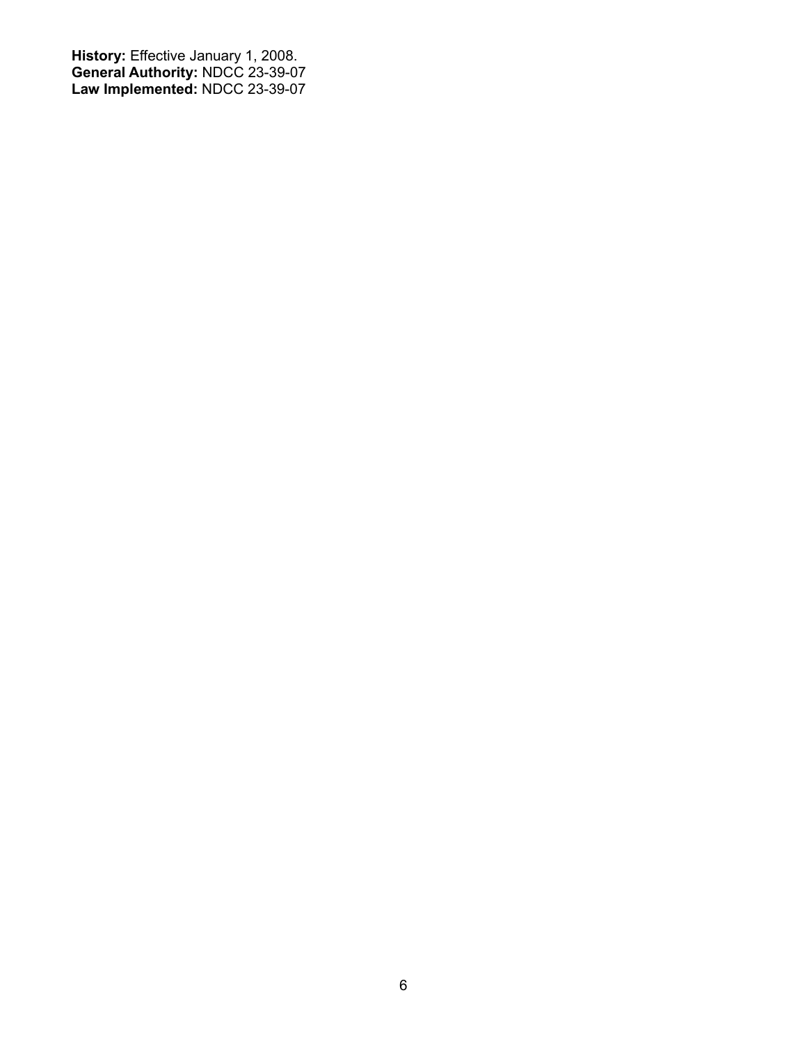**History:** Effective January 1, 2008.
**General Authority:** NDCC 23-39-07
**Law Implemented:** NDCC 23-39-07